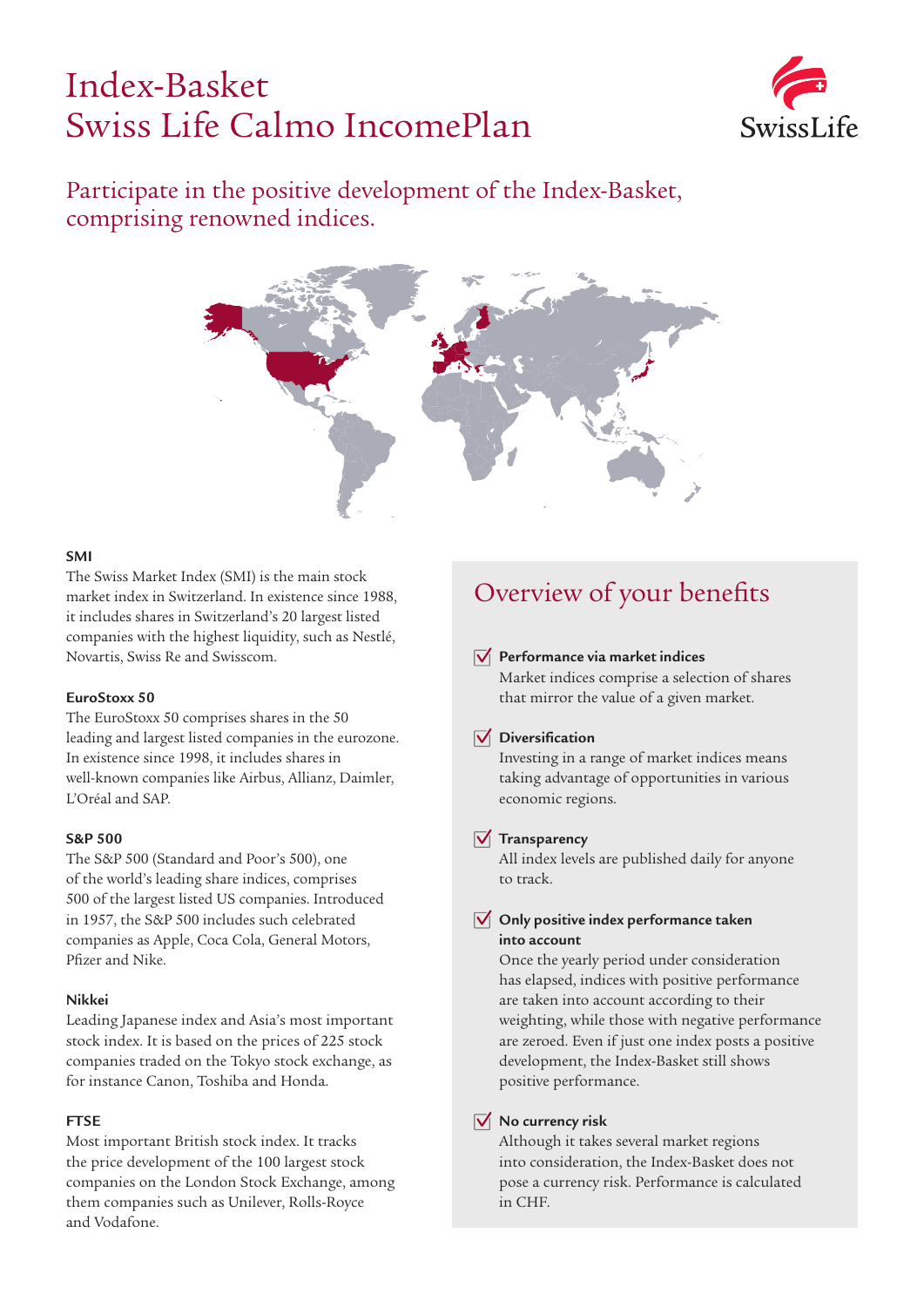# Index-Basket Swiss Life Calmo IncomePlan

## Participate in the positive development of the Index-Basket, comprising renowned indices.

**SMI**

The Swiss Market Index (SMI) is the main stock market index in Switzerland. In existence since 1988, it includes shares in Switzerland's 20 largest listed companies with the highest liquidity, such as Nestlé, Novartis, Swiss Re and Swisscom.

**EuroStoxx 50**

The EuroStoxx 50 comprises shares in the 50 leading and largest listed companies in the eurozone. In existence since 1998, it includes shares in well-known companies like Airbus, Allianz, Daimler, L'Oréal and SAP.

**S&P 500**

The S&P 500 (Standard and Poor's 500), one of the world's leading share indices, comprises 500 of the largest listed US companies. Introduced in 1957, the S&P 500 includes such celebrated companies as Apple, Coca Cola, General Motors, Pfizer and Nike.

**Nikkei**

Leading Japanese index and Asia's most important stock index. It is based on the prices of 225 stock companies traded on the Tokyo stock exchange, as for instance Canon, Toshiba and Honda.

**FTSE**

Most important British stock index. It tracks the price development of the 100 largest stock companies on the London Stock Exchange, among them companies such as Unilever, Rolls-Royce and Vodafone.

## Overview of your benefits

- **Performance via market indices**
  Market indices comprise a selection of shares that mirror the value of a given market.

- **Diversification**
  Investing in a range of market indices means taking advantage of opportunities in various economic regions.

- **Transparency**
  All index levels are published daily for anyone to track.

- **Only positive index performance taken into account**
  Once the yearly period under consideration has elapsed, indices with positive performance are taken into account according to their weighting, while those with negative performance are zeroed. Even if just one index posts a positive development, the Index-Basket still shows positive performance.

- **No currency risk**
  Although it takes several market regions into consideration, the Index-Basket does not pose a currency risk. Performance is calculated in CHF.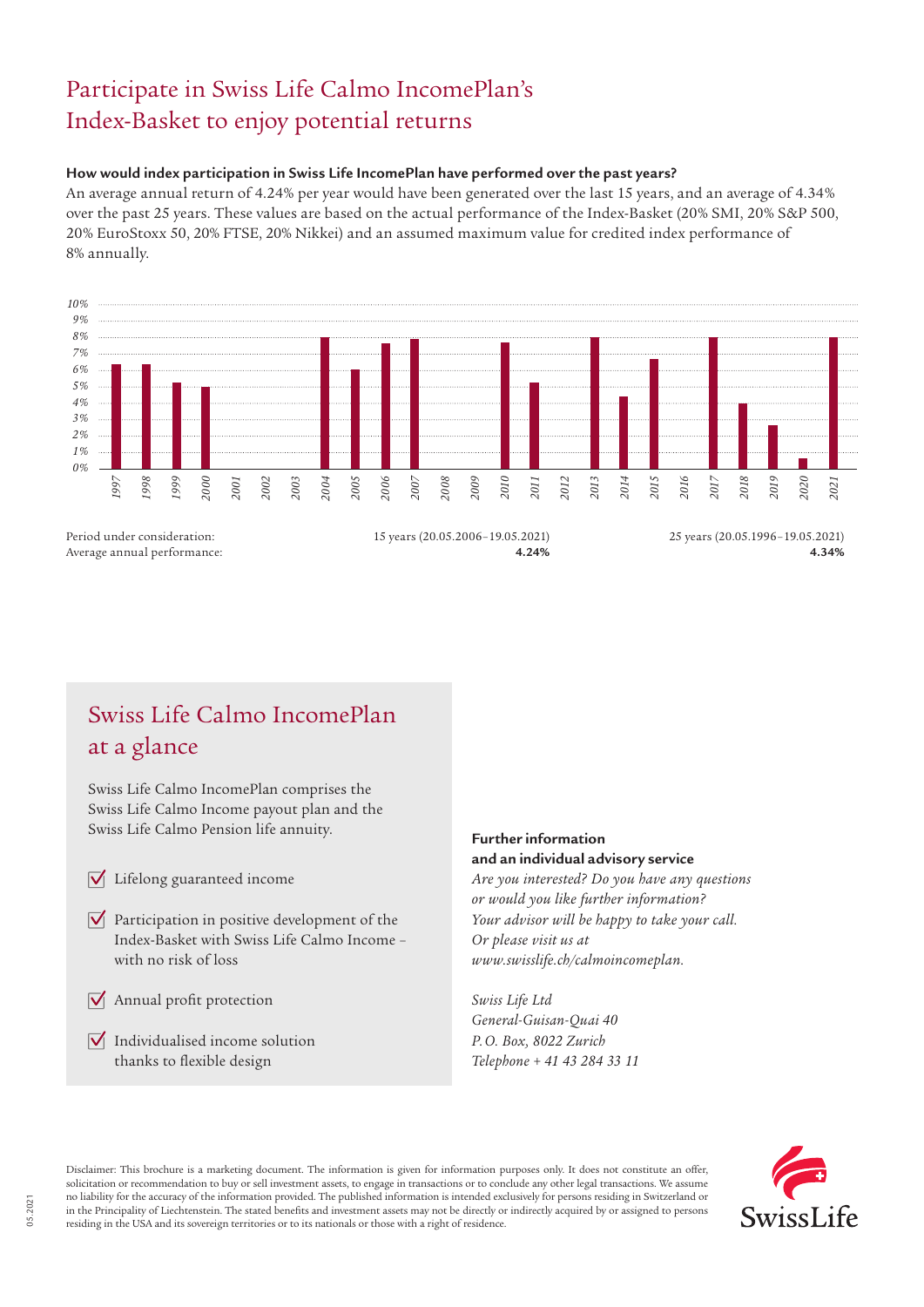# Participate in Swiss Life Calmo IncomePlan's Index-Basket to enjoy potential returns

**How would index participation in Swiss Life IncomePlan have performed over the past years?**

An average annual return of 4.24% per year would have been generated over the last 15 years, and an average of 4.34% over the past 25 years. These values are based on the actual performance of the Index-Basket (20% SMI, 20% S&P 500, 20% EuroStoxx 50, 20% FTSE, 20% Nikkei) and an assumed maximum value for credited index performance of 8% annually.

10%
9%
8%
7%
6%
5%
4%
3%
2%
1%
0%

1997 1998 1999 2000 2001 2002 2003 2004 2005 2006 2007 2008 2009 2010 2011 2012 2013 2014 2015 2016 2017 2018 2019 2020 2021

| | | |
|---|---|---|
| Period under consideration: | 15 years (20.05.2006–19.05.2021) | 25 years (20.05.1996–19.05.2021) |
| Average annual performance: | **4.24%** | **4.34%** |

## Swiss Life Calmo IncomePlan at a glance

Swiss Life Calmo IncomePlan comprises the Swiss Life Calmo Income payout plan and the Swiss Life Calmo Pension life annuity.

- Lifelong guaranteed income
- Participation in positive development of the Index-Basket with Swiss Life Calmo Income – with no risk of loss
- Annual profit protection
- Individualised income solution thanks to flexible design

**Further information and an individual advisory service**

*Are you interested? Do you have any questions or would you like further information? Your advisor will be happy to take your call. Or please visit us at www.swisslife.ch/calmoincomeplan.*

*Swiss Life Ltd*
*General-Guisan-Quai 40*
*P.O. Box, 8022 Zurich*
*Telephone + 41 43 284 33 11*

Disclaimer: This brochure is a marketing document. The information is given for information purposes only. It does not constitute an offer, solicitation or recommendation to buy or sell investment assets, to engage in transactions or to conclude any other legal transactions. We assume no liability for the accuracy of the information provided. The published information is intended exclusively for persons residing in Switzerland or in the Principality of Liechtenstein. The stated benefits and investment assets may not be directly or indirectly acquired by or assigned to persons residing in the USA and its sovereign territories or to its nationals or those with a right of residence.

05.2021

SwissLife